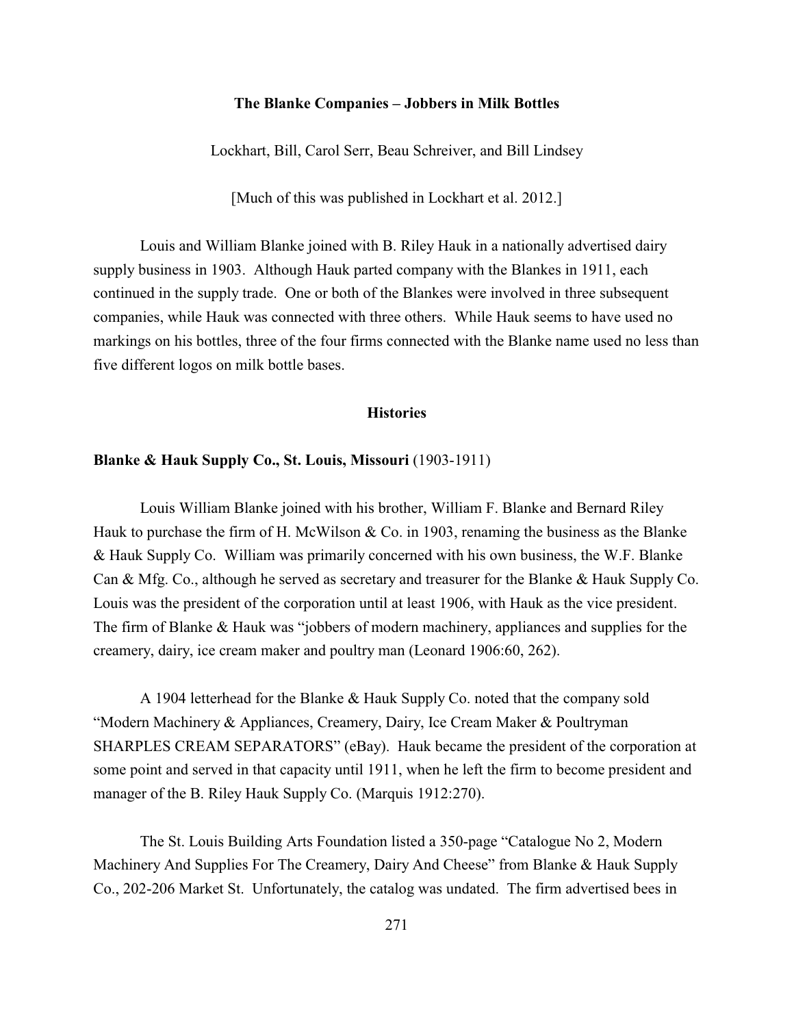# The Blanke Companies – Jobbers in Milk Bottles

Lockhart, Bill, Carol Serr, Beau Schreiver, and Bill Lindsey

[Much of this was published in Lockhart et al. 2012.]

Louis and William Blanke joined with B. Riley Hauk in a nationally advertised dairy supply business in 1903. Although Hauk parted company with the Blankes in 1911, each continued in the supply trade. One or both of the Blankes were involved in three subsequent companies, while Hauk was connected with three others. While Hauk seems to have used no markings on his bottles, three of the four firms connected with the Blanke name used no less than five different logos on milk bottle bases.

## Histories

### Blanke & Hauk Supply Co., St. Louis, Missouri (1903-1911)

Louis William Blanke joined with his brother, William F. Blanke and Bernard Riley Hauk to purchase the firm of H. McWilson & Co. in 1903, renaming the business as the Blanke & Hauk Supply Co. William was primarily concerned with his own business, the W.F. Blanke Can & Mfg. Co., although he served as secretary and treasurer for the Blanke & Hauk Supply Co. Louis was the president of the corporation until at least 1906, with Hauk as the vice president. The firm of Blanke & Hauk was "jobbers of modern machinery, appliances and supplies for the creamery, dairy, ice cream maker and poultry man (Leonard 1906:60, 262).

A 1904 letterhead for the Blanke & Hauk Supply Co. noted that the company sold "Modern Machinery & Appliances, Creamery, Dairy, Ice Cream Maker & Poultryman SHARPLES CREAM SEPARATORS" (eBay). Hauk became the president of the corporation at some point and served in that capacity until 1911, when he left the firm to become president and manager of the B. Riley Hauk Supply Co. (Marquis 1912:270).

The St. Louis Building Arts Foundation listed a 350-page "Catalogue No 2, Modern Machinery And Supplies For The Creamery, Dairy And Cheese" from Blanke & Hauk Supply Co., 202-206 Market St. Unfortunately, the catalog was undated. The firm advertised bees in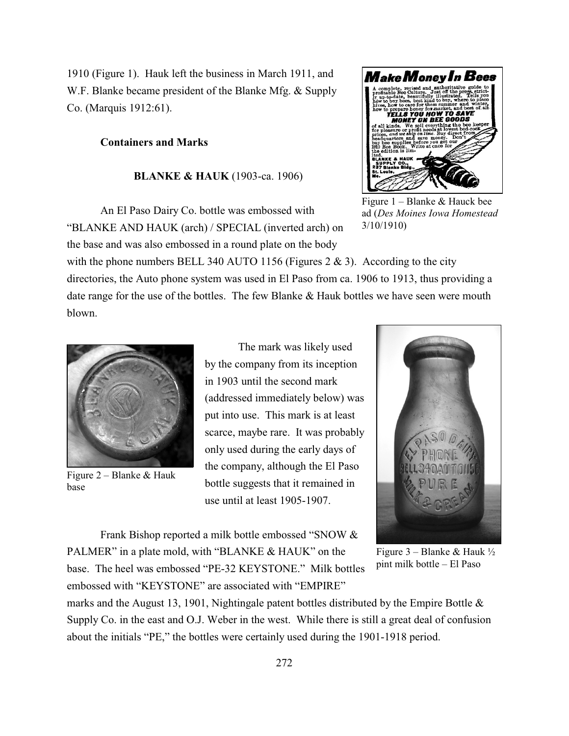1910 (Figure 1). Hauk left the business in March 1911, and W.F. Blanke became president of the Blanke Mfg. & Supply Co. (Marquis 1912:61).

Figure 1 – Blanke & Hauck bee ad (*Des Moines Iowa Homestead* 3/10/1910)

### Containers and Marks

#### BLANKE & HAUK (1903-ca. 1906)

An El Paso Dairy Co. bottle was embossed with "BLANKE AND HAUK (arch) / SPECIAL (inverted arch) on the base and was also embossed in a round plate on the body with the phone numbers BELL 340 AUTO 1156 (Figures 2 & 3). According to the city directories, the Auto phone system was used in El Paso from ca. 1906 to 1913, thus providing a date range for the use of the bottles. The few Blanke & Hauk bottles we have seen were mouth blown.

Figure 2 – Blanke & Hauk base

The mark was likely used by the company from its inception in 1903 until the second mark (addressed immediately below) was put into use. This mark is at least scarce, maybe rare. It was probably only used during the early days of the company, although the El Paso bottle suggests that it remained in use until at least 1905-1907.

Figure 3 – Blanke & Hauk ½ pint milk bottle – El Paso

Frank Bishop reported a milk bottle embossed "SNOW & PALMER" in a plate mold, with "BLANKE & HAUK" on the base. The heel was embossed "PE-32 KEYSTONE." Milk bottles embossed with "KEYSTONE" are associated with "EMPIRE" marks and the August 13, 1901, Nightingale patent bottles distributed by the Empire Bottle & Supply Co. in the east and O.J. Weber in the west. While there is still a great deal of confusion about the initials "PE," the bottles were certainly used during the 1901-1918 period.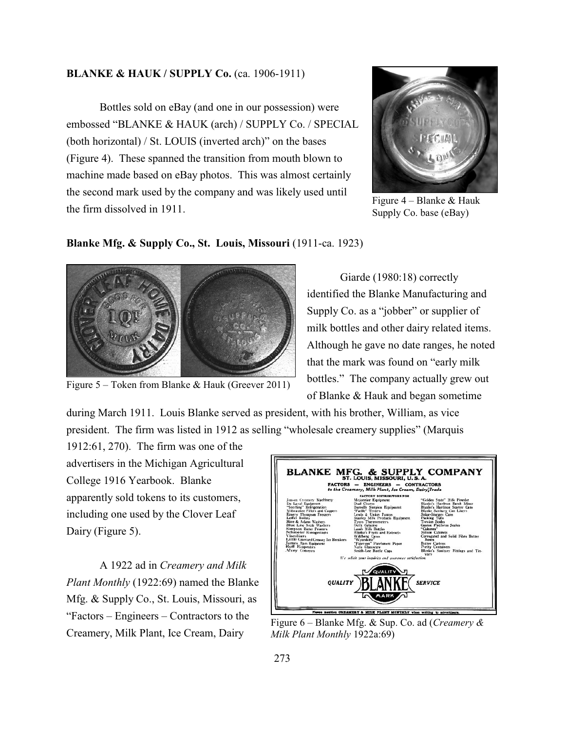**BLANKE & HAUK / SUPPLY Co.** (ca. 1906-1911)

Bottles sold on eBay (and one in our possession) were embossed "BLANKE & HAUK (arch) / SUPPLY Co. / SPECIAL (both horizontal) / St. LOUIS (inverted arch)" on the bases (Figure 4). These spanned the transition from mouth blown to machine made based on eBay photos. This was almost certainly the second mark used by the company and was likely used until the firm dissolved in 1911.

Figure 4 – Blanke & Hauk Supply Co. base (eBay)

**Blanke Mfg. & Supply Co., St. Louis, Missouri** (1911-ca. 1923)

Figure 5 – Token from Blanke & Hauk (Greever 2011)

Giarde (1980:18) correctly identified the Blanke Manufacturing and Supply Co. as a "jobber" or supplier of milk bottles and other dairy related items. Although he gave no date ranges, he noted that the mark was found on "early milk bottles." The company actually grew out of Blanke & Hauk and began sometime during March 1911. Louis Blanke served as president, with his brother, William, as vice president. The firm was listed in 1912 as selling "wholesale creamery supplies" (Marquis 1912:61, 270). The firm was one of the advertisers in the Michigan Agricultural College 1916 Yearbook. Blanke apparently sold tokens to its customers, including one used by the Clover Leaf Dairy (Figure 5).

A 1922 ad in *Creamery and Milk Plant Monthly* (1922:69) named the Blanke Mfg. & Supply Co., St. Louis, Missouri, as "Factors – Engineers – Contractors to the Creamery, Milk Plant, Ice Cream, Dairy

Figure 6 – Blanke Mfg. & Sup. Co. ad (*Creamery & Milk Plant Monthly* 1922a:69)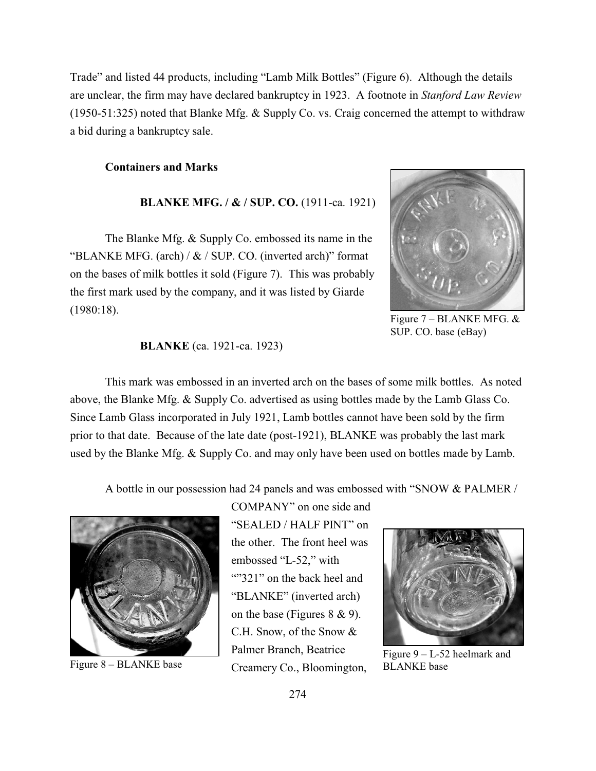Trade" and listed 44 products, including "Lamb Milk Bottles" (Figure 6). Although the details are unclear, the firm may have declared bankruptcy in 1923. A footnote in *Stanford Law Review* (1950-51:325) noted that Blanke Mfg. & Supply Co. vs. Craig concerned the attempt to withdraw a bid during a bankruptcy sale.

## Containers and Marks

### BLANKE MFG. / & / SUP. CO. (1911-ca. 1921)

The Blanke Mfg. & Supply Co. embossed its name in the "BLANKE MFG. (arch) / & / SUP. CO. (inverted arch)" format on the bases of milk bottles it sold (Figure 7). This was probably the first mark used by the company, and it was listed by Giarde (1980:18).

Figure 7 – BLANKE MFG. & SUP. CO. base (eBay)

### BLANKE (ca. 1921-ca. 1923)

This mark was embossed in an inverted arch on the bases of some milk bottles. As noted above, the Blanke Mfg. & Supply Co. advertised as using bottles made by the Lamb Glass Co. Since Lamb Glass incorporated in July 1921, Lamb bottles cannot have been sold by the firm prior to that date. Because of the late date (post-1921), BLANKE was probably the last mark used by the Blanke Mfg. & Supply Co. and may only have been used on bottles made by Lamb.

A bottle in our possession had 24 panels and was embossed with "SNOW & PALMER / COMPANY" on one side and "SEALED / HALF PINT" on the other. The front heel was embossed "L-52," with ""321" on the back heel and "BLANKE" (inverted arch) on the base (Figures 8 & 9). C.H. Snow, of the Snow & Palmer Branch, Beatrice Creamery Co., Bloomington,

Figure 8 – BLANKE base

Figure 9 – L-52 heelmark and BLANKE base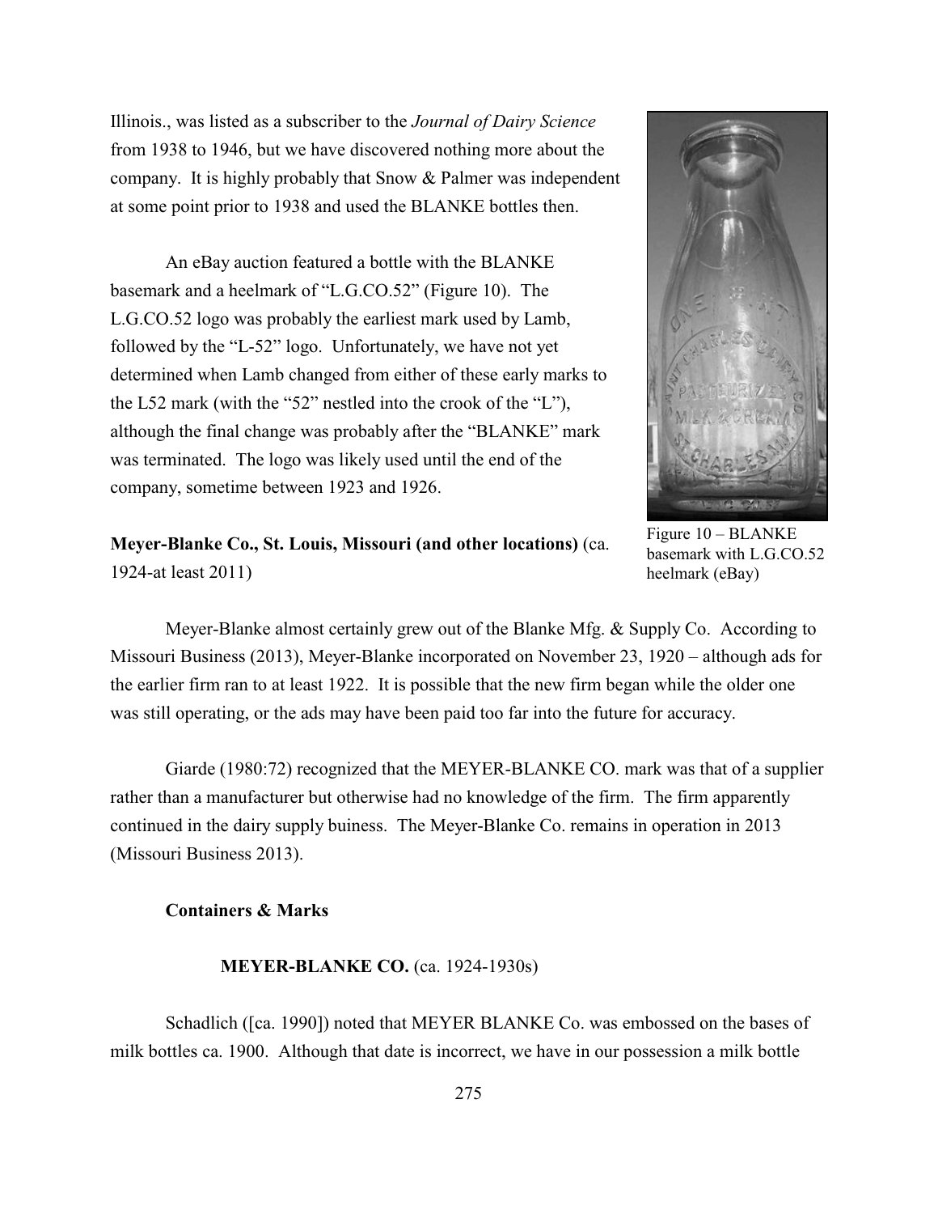Illinois., was listed as a subscriber to the *Journal of Dairy Science* from 1938 to 1946, but we have discovered nothing more about the company. It is highly probably that Snow & Palmer was independent at some point prior to 1938 and used the BLANKE bottles then.

An eBay auction featured a bottle with the BLANKE basemark and a heelmark of "L.G.CO.52" (Figure 10). The L.G.CO.52 logo was probably the earliest mark used by Lamb, followed by the "L-52" logo. Unfortunately, we have not yet determined when Lamb changed from either of these early marks to the L52 mark (with the "52" nestled into the crook of the "L"), although the final change was probably after the "BLANKE" mark was terminated. The logo was likely used until the end of the company, sometime between 1923 and 1926.

Figure 10 – BLANKE basemark with L.G.CO.52 heelmark (eBay)

**Meyer-Blanke Co., St. Louis, Missouri (and other locations)** (ca. 1924-at least 2011)

Meyer-Blanke almost certainly grew out of the Blanke Mfg. & Supply Co. According to Missouri Business (2013), Meyer-Blanke incorporated on November 23, 1920 – although ads for the earlier firm ran to at least 1922. It is possible that the new firm began while the older one was still operating, or the ads may have been paid too far into the future for accuracy.

Giarde (1980:72) recognized that the MEYER-BLANKE CO. mark was that of a supplier rather than a manufacturer but otherwise had no knowledge of the firm. The firm apparently continued in the dairy supply buiness. The Meyer-Blanke Co. remains in operation in 2013 (Missouri Business 2013).

**Containers & Marks**

**MEYER-BLANKE CO.** (ca. 1924-1930s)

Schadlich ([ca. 1990]) noted that MEYER BLANKE Co. was embossed on the bases of milk bottles ca. 1900. Although that date is incorrect, we have in our possession a milk bottle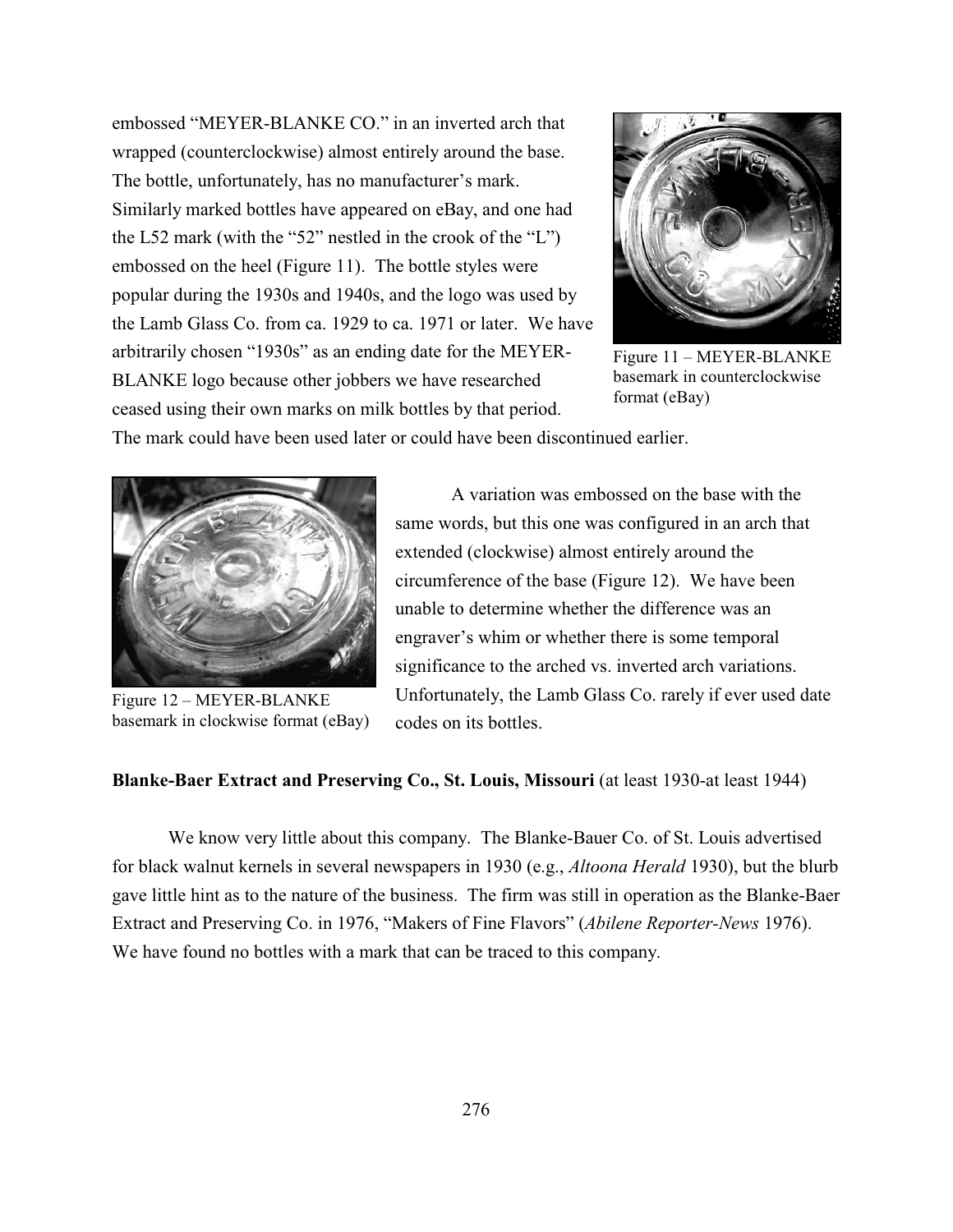embossed "MEYER-BLANKE CO." in an inverted arch that wrapped (counterclockwise) almost entirely around the base. The bottle, unfortunately, has no manufacturer's mark. Similarly marked bottles have appeared on eBay, and one had the L52 mark (with the "52" nestled in the crook of the "L") embossed on the heel (Figure 11). The bottle styles were popular during the 1930s and 1940s, and the logo was used by the Lamb Glass Co. from ca. 1929 to ca. 1971 or later. We have arbitrarily chosen "1930s" as an ending date for the MEYER-BLANKE logo because other jobbers we have researched ceased using their own marks on milk bottles by that period. The mark could have been used later or could have been discontinued earlier.

Figure 11 – MEYER-BLANKE basemark in counterclockwise format (eBay)

A variation was embossed on the base with the same words, but this one was configured in an arch that extended (clockwise) almost entirely around the circumference of the base (Figure 12). We have been unable to determine whether the difference was an engraver's whim or whether there is some temporal significance to the arched vs. inverted arch variations. Unfortunately, the Lamb Glass Co. rarely if ever used date codes on its bottles.

Figure 12 – MEYER-BLANKE basemark in clockwise format (eBay)

**Blanke-Baer Extract and Preserving Co., St. Louis, Missouri** (at least 1930-at least 1944)

We know very little about this company. The Blanke-Bauer Co. of St. Louis advertised for black walnut kernels in several newspapers in 1930 (e.g., *Altoona Herald* 1930), but the blurb gave little hint as to the nature of the business. The firm was still in operation as the Blanke-Baer Extract and Preserving Co. in 1976, "Makers of Fine Flavors" (*Abilene Reporter-News* 1976). We have found no bottles with a mark that can be traced to this company.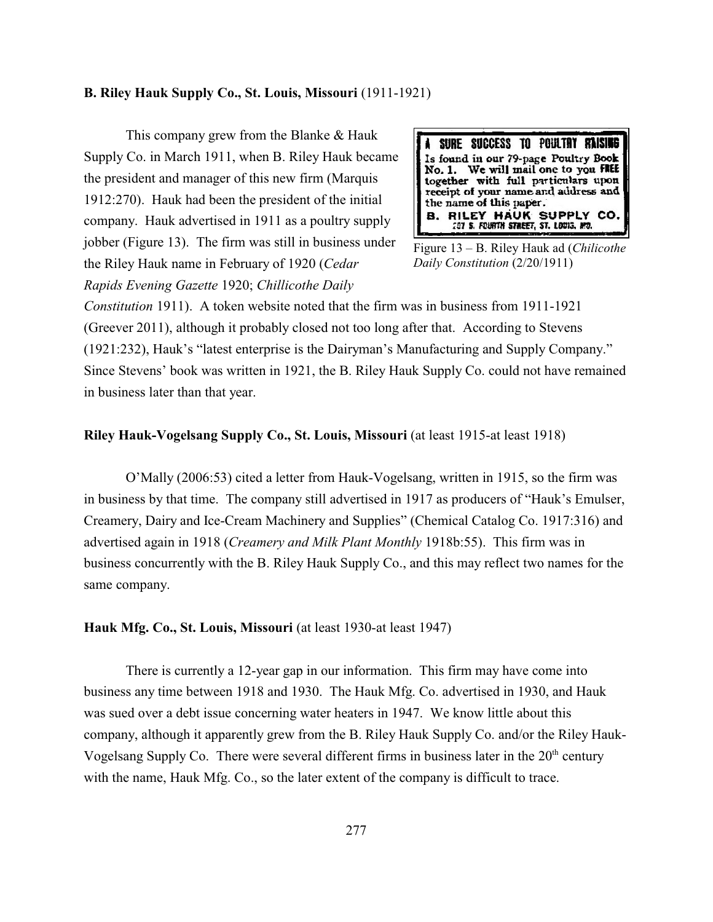**B. Riley Hauk Supply Co., St. Louis, Missouri** (1911-1921)

This company grew from the Blanke & Hauk Supply Co. in March 1911, when B. Riley Hauk became the president and manager of this new firm (Marquis 1912:270). Hauk had been the president of the initial company. Hauk advertised in 1911 as a poultry supply jobber (Figure 13). The firm was still in business under the Riley Hauk name in February of 1920 (*Cedar Rapids Evening Gazette* 1920; *Chillicothe Daily Constitution* 1911). A token website noted that the firm was in business from 1911-1921 (Greever 2011), although it probably closed not too long after that. According to Stevens (1921:232), Hauk's "latest enterprise is the Dairyman's Manufacturing and Supply Company." Since Stevens' book was written in 1921, the B. Riley Hauk Supply Co. could not have remained in business later than that year.

A SURE SUCCESS TO POULTRY RAISING
Is found in our 79-page Poultry Book No. 1. We will mail one to you FREE together with full particulars upon receipt of your name and address and the name of this paper.
B. RILEY HAUK SUPPLY CO.
207 S. FOURTH STREET, ST. LOUIS, MO.

Figure 13 – B. Riley Hauk ad (*Chilicothe Daily Constitution* (2/20/1911)

**Riley Hauk-Vogelsang Supply Co., St. Louis, Missouri** (at least 1915-at least 1918)

O'Mally (2006:53) cited a letter from Hauk-Vogelsang, written in 1915, so the firm was in business by that time. The company still advertised in 1917 as producers of "Hauk's Emulser, Creamery, Dairy and Ice-Cream Machinery and Supplies" (Chemical Catalog Co. 1917:316) and advertised again in 1918 (*Creamery and Milk Plant Monthly* 1918b:55). This firm was in business concurrently with the B. Riley Hauk Supply Co., and this may reflect two names for the same company.

**Hauk Mfg. Co., St. Louis, Missouri** (at least 1930-at least 1947)

There is currently a 12-year gap in our information. This firm may have come into business any time between 1918 and 1930. The Hauk Mfg. Co. advertised in 1930, and Hauk was sued over a debt issue concerning water heaters in 1947. We know little about this company, although it apparently grew from the B. Riley Hauk Supply Co. and/or the Riley Hauk-Vogelsang Supply Co. There were several different firms in business later in the 20th century with the name, Hauk Mfg. Co., so the later extent of the company is difficult to trace.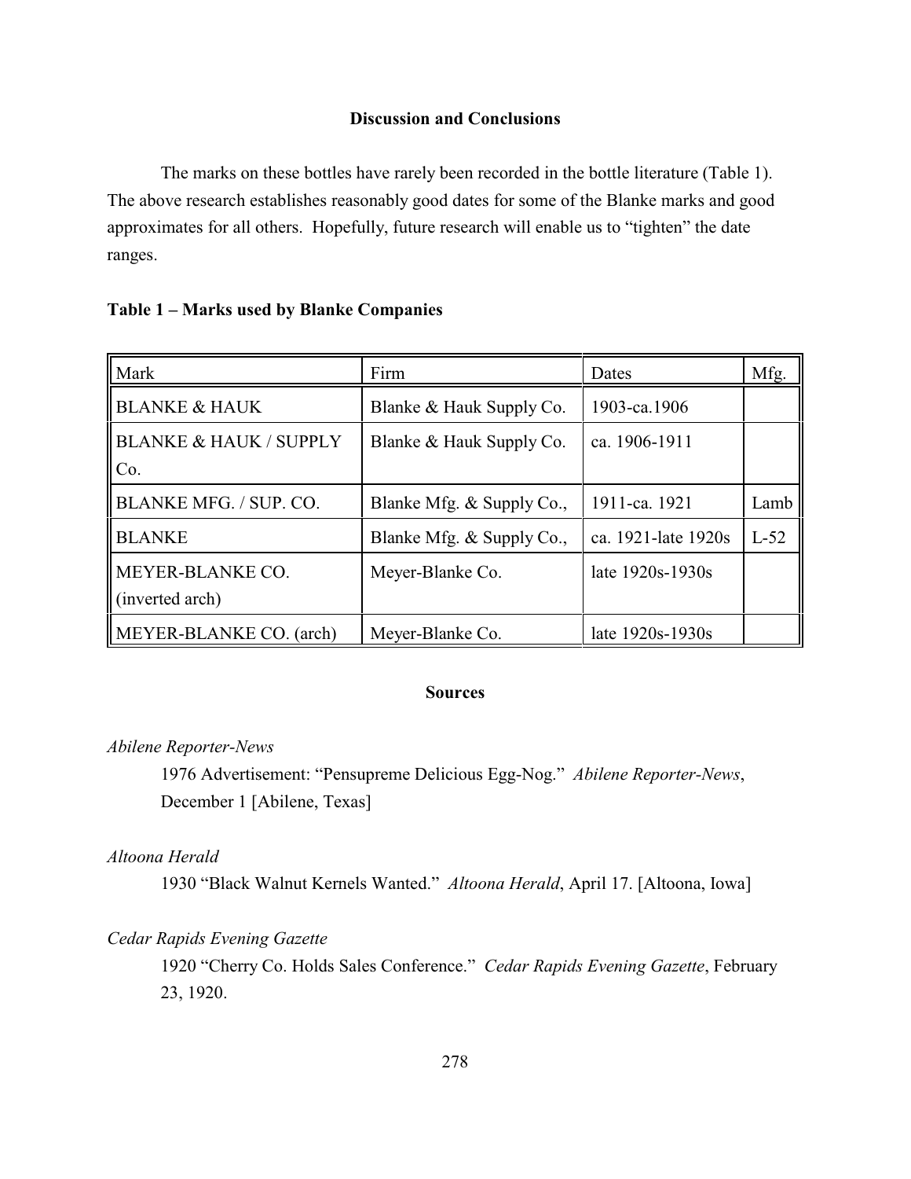## Discussion and Conclusions

The marks on these bottles have rarely been recorded in the bottle literature (Table 1). The above research establishes reasonably good dates for some of the Blanke marks and good approximates for all others. Hopefully, future research will enable us to "tighten" the date ranges.

**Table 1 – Marks used by Blanke Companies**

| Mark | Firm | Dates | Mfg. |
|---|---|---|---|
| BLANKE & HAUK | Blanke & Hauk Supply Co. | 1903-ca.1906 | |
| BLANKE & HAUK / SUPPLY Co. | Blanke & Hauk Supply Co. | ca. 1906-1911 | |
| BLANKE MFG. / SUP. CO. | Blanke Mfg. & Supply Co., | 1911-ca. 1921 | Lamb |
| BLANKE | Blanke Mfg. & Supply Co., | ca. 1921-late 1920s | L-52 |
| MEYER-BLANKE CO. (inverted arch) | Meyer-Blanke Co. | late 1920s-1930s | |
| MEYER-BLANKE CO. (arch) | Meyer-Blanke Co. | late 1920s-1930s | |

## Sources

*Abilene Reporter-News*

1976 Advertisement: "Pensupreme Delicious Egg-Nog." *Abilene Reporter-News*, December 1 [Abilene, Texas]

*Altoona Herald*

1930 "Black Walnut Kernels Wanted." *Altoona Herald*, April 17. [Altoona, Iowa]

*Cedar Rapids Evening Gazette*

1920 "Cherry Co. Holds Sales Conference." *Cedar Rapids Evening Gazette*, February 23, 1920.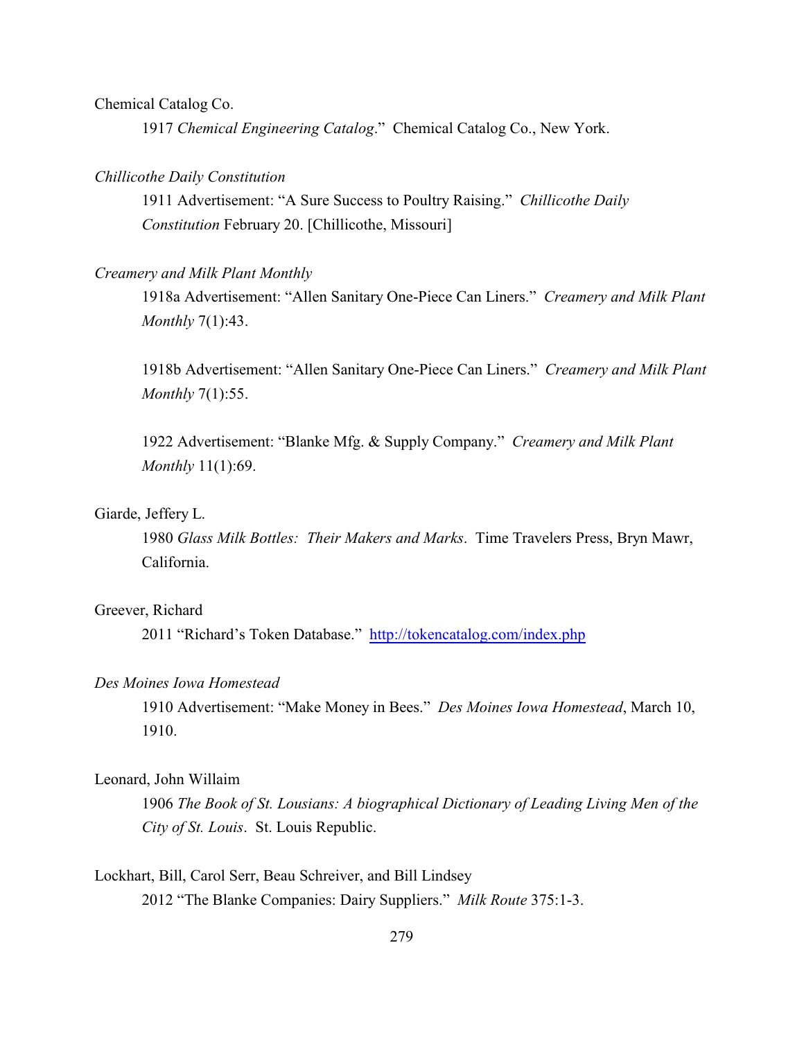Chemical Catalog Co.

1917 *Chemical Engineering Catalog*." Chemical Catalog Co., New York.

*Chillicothe Daily Constitution*

1911 Advertisement: "A Sure Success to Poultry Raising." *Chillicothe Daily Constitution* February 20. [Chillicothe, Missouri]

*Creamery and Milk Plant Monthly*

1918a Advertisement: "Allen Sanitary One-Piece Can Liners." *Creamery and Milk Plant Monthly* 7(1):43.

1918b Advertisement: "Allen Sanitary One-Piece Can Liners." *Creamery and Milk Plant Monthly* 7(1):55.

1922 Advertisement: "Blanke Mfg. & Supply Company." *Creamery and Milk Plant Monthly* 11(1):69.

Giarde, Jeffery L.

1980 *Glass Milk Bottles: Their Makers and Marks*. Time Travelers Press, Bryn Mawr, California.

Greever, Richard

2011 "Richard's Token Database." http://tokencatalog.com/index.php

*Des Moines Iowa Homestead*

1910 Advertisement: "Make Money in Bees." *Des Moines Iowa Homestead*, March 10, 1910.

Leonard, John Willaim

1906 *The Book of St. Lousians: A biographical Dictionary of Leading Living Men of the City of St. Louis*. St. Louis Republic.

Lockhart, Bill, Carol Serr, Beau Schreiver, and Bill Lindsey

2012 "The Blanke Companies: Dairy Suppliers." *Milk Route* 375:1-3.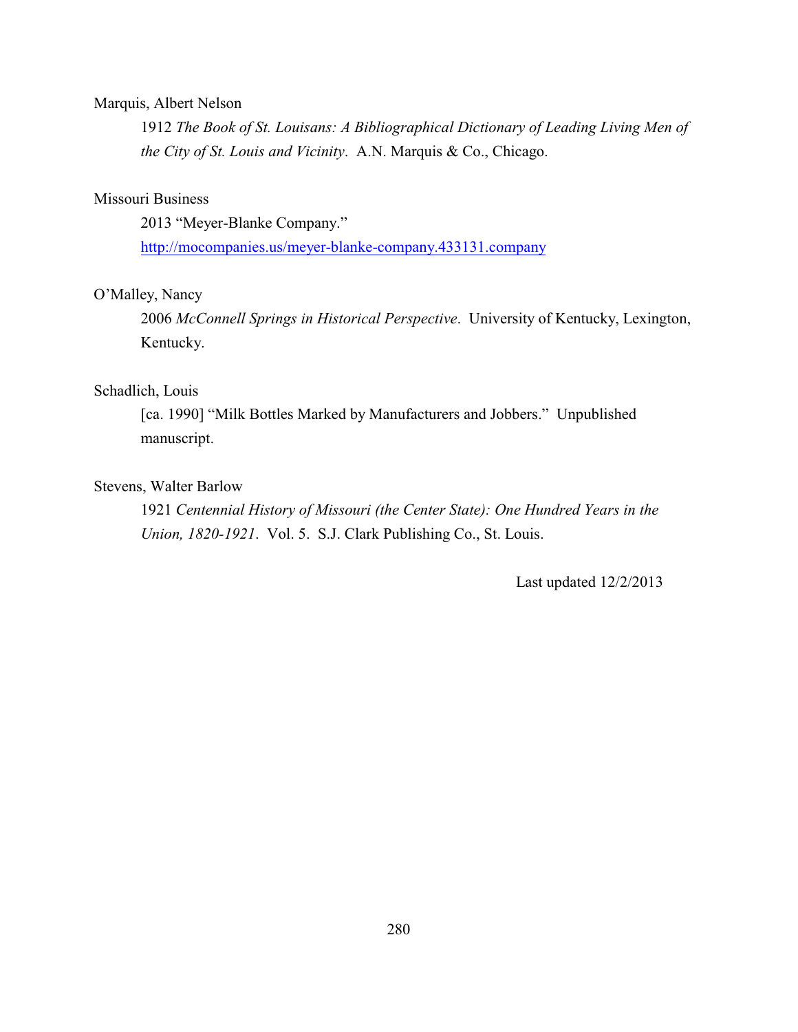Marquis, Albert Nelson

1912 *The Book of St. Louisans: A Bibliographical Dictionary of Leading Living Men of the City of St. Louis and Vicinity*. A.N. Marquis & Co., Chicago.

Missouri Business

2013 "Meyer-Blanke Company."
http://mocompanies.us/meyer-blanke-company.433131.company

O'Malley, Nancy

2006 *McConnell Springs in Historical Perspective*. University of Kentucky, Lexington, Kentucky.

Schadlich, Louis

[ca. 1990] "Milk Bottles Marked by Manufacturers and Jobbers." Unpublished manuscript.

Stevens, Walter Barlow

1921 *Centennial History of Missouri (the Center State): One Hundred Years in the Union, 1820-1921*. Vol. 5. S.J. Clark Publishing Co., St. Louis.

Last updated 12/2/2013